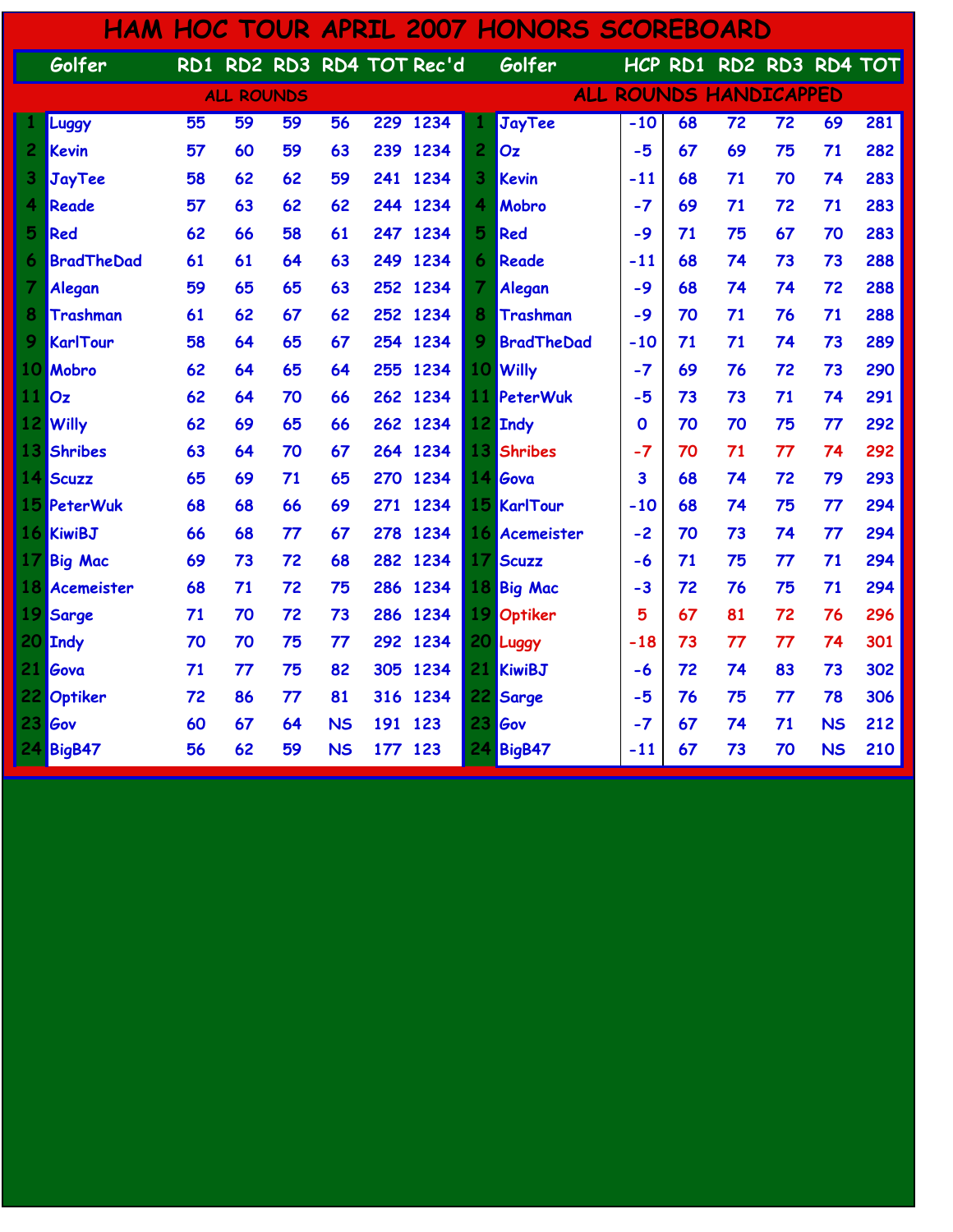# HAM HOC TOUR APRIL 2007 HONORS SCOREBOARD

## ALL ROUNDS

| | Golfer | RD1 | RD2 | RD3 | RD4 | TOT | Rec'd |
|---|---|---|---|---|---|---|---|
| 1 | Luggy | 55 | 59 | 59 | 56 | 229 | 1234 |
| 2 | Kevin | 57 | 60 | 59 | 63 | 239 | 1234 |
| 3 | JayTee | 58 | 62 | 62 | 59 | 241 | 1234 |
| 4 | Reade | 57 | 63 | 62 | 62 | 244 | 1234 |
| 5 | Red | 62 | 66 | 58 | 61 | 247 | 1234 |
| 6 | BradTheDad | 61 | 61 | 64 | 63 | 249 | 1234 |
| 7 | Alegan | 59 | 65 | 65 | 63 | 252 | 1234 |
| 8 | Trashman | 61 | 62 | 67 | 62 | 252 | 1234 |
| 9 | KarlTour | 58 | 64 | 65 | 67 | 254 | 1234 |
| 10 | Mobro | 62 | 64 | 65 | 64 | 255 | 1234 |
| 11 | Oz | 62 | 64 | 70 | 66 | 262 | 1234 |
| 12 | Willy | 62 | 69 | 65 | 66 | 262 | 1234 |
| 13 | Shribes | 63 | 64 | 70 | 67 | 264 | 1234 |
| 14 | Scuzz | 65 | 69 | 71 | 65 | 270 | 1234 |
| 15 | PeterWuk | 68 | 68 | 66 | 69 | 271 | 1234 |
| 16 | KiwiBJ | 66 | 68 | 77 | 67 | 278 | 1234 |
| 17 | Big Mac | 69 | 73 | 72 | 68 | 282 | 1234 |
| 18 | Acemeister | 68 | 71 | 72 | 75 | 286 | 1234 |
| 19 | Sarge | 71 | 70 | 72 | 73 | 286 | 1234 |
| 20 | Indy | 70 | 70 | 75 | 77 | 292 | 1234 |
| 21 | Gova | 71 | 77 | 75 | 82 | 305 | 1234 |
| 22 | Optiker | 72 | 86 | 77 | 81 | 316 | 1234 |
| 23 | Gov | 60 | 67 | 64 | NS | 191 | 123 |
| 24 | BigB47 | 56 | 62 | 59 | NS | 177 | 123 |

## ALL ROUNDS HANDICAPPED

| | Golfer | HCP | RD1 | RD2 | RD3 | RD4 | TOT |
|---|---|---|---|---|---|---|---|
| 1 | JayTee | -10 | 68 | 72 | 72 | 69 | 281 |
| 2 | Oz | -5 | 67 | 69 | 75 | 71 | 282 |
| 3 | Kevin | -11 | 68 | 71 | 70 | 74 | 283 |
| 4 | Mobro | -7 | 69 | 71 | 72 | 71 | 283 |
| 5 | Red | -9 | 71 | 75 | 67 | 70 | 283 |
| 6 | Reade | -11 | 68 | 74 | 73 | 73 | 288 |
| 7 | Alegan | -9 | 68 | 74 | 74 | 72 | 288 |
| 8 | Trashman | -9 | 70 | 71 | 76 | 71 | 288 |
| 9 | BradTheDad | -10 | 71 | 71 | 74 | 73 | 289 |
| 10 | Willy | -7 | 69 | 76 | 72 | 73 | 290 |
| 11 | PeterWuk | -5 | 73 | 73 | 71 | 74 | 291 |
| 12 | Indy | 0 | 70 | 70 | 75 | 77 | 292 |
| 13 | Shribes | -7 | 70 | 71 | 77 | 74 | 292 |
| 14 | Gova | 3 | 68 | 74 | 72 | 79 | 293 |
| 15 | KarlTour | -10 | 68 | 74 | 75 | 77 | 294 |
| 16 | Acemeister | -2 | 70 | 73 | 74 | 77 | 294 |
| 17 | Scuzz | -6 | 71 | 75 | 77 | 71 | 294 |
| 18 | Big Mac | -3 | 72 | 76 | 75 | 71 | 294 |
| 19 | Optiker | 5 | 67 | 81 | 72 | 76 | 296 |
| 20 | Luggy | -18 | 73 | 77 | 77 | 74 | 301 |
| 21 | KiwiBJ | -6 | 72 | 74 | 83 | 73 | 302 |
| 22 | Sarge | -5 | 76 | 75 | 77 | 78 | 306 |
| 23 | Gov | -7 | 67 | 74 | 71 | NS | 212 |
| 24 | BigB47 | -11 | 67 | 73 | 70 | NS | 210 |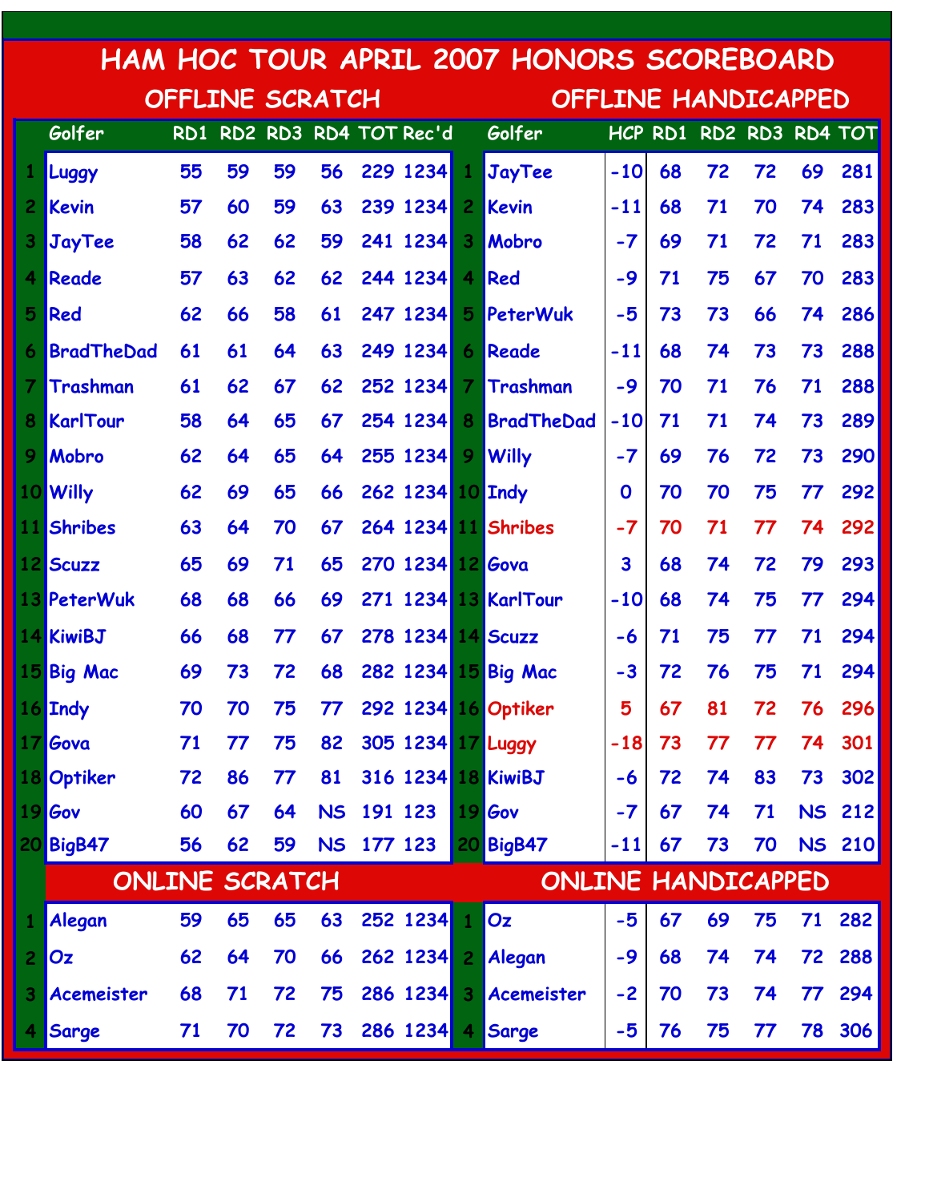# HAM HOC TOUR APRIL 2007 HONORS SCOREBOARD

## OFFLINE SCRATCH

| | Golfer | RD1 | RD2 | RD3 | RD4 | TOT | Rec'd |
|---|---|---|---|---|---|---|---|
| 1 | Luggy | 55 | 59 | 59 | 56 | 229 | 1234 |
| 2 | Kevin | 57 | 60 | 59 | 63 | 239 | 1234 |
| 3 | JayTee | 58 | 62 | 62 | 59 | 241 | 1234 |
| 4 | Reade | 57 | 63 | 62 | 62 | 244 | 1234 |
| 5 | Red | 62 | 66 | 58 | 61 | 247 | 1234 |
| 6 | BradTheDad | 61 | 61 | 64 | 63 | 249 | 1234 |
| 7 | Trashman | 61 | 62 | 67 | 62 | 252 | 1234 |
| 8 | KarlTour | 58 | 64 | 65 | 67 | 254 | 1234 |
| 9 | Mobro | 62 | 64 | 65 | 64 | 255 | 1234 |
| 10 | Willy | 62 | 69 | 65 | 66 | 262 | 1234 |
| 11 | Shribes | 63 | 64 | 70 | 67 | 264 | 1234 |
| 12 | Scuzz | 65 | 69 | 71 | 65 | 270 | 1234 |
| 13 | PeterWuk | 68 | 68 | 66 | 69 | 271 | 1234 |
| 14 | KiwiBJ | 66 | 68 | 77 | 67 | 278 | 1234 |
| 15 | Big Mac | 69 | 73 | 72 | 68 | 282 | 1234 |
| 16 | Indy | 70 | 70 | 75 | 77 | 292 | 1234 |
| 17 | Gova | 71 | 77 | 75 | 82 | 305 | 1234 |
| 18 | Optiker | 72 | 86 | 77 | 81 | 316 | 1234 |
| 19 | Gov | 60 | 67 | 64 | NS | 191 | 123 |
| 20 | BigB47 | 56 | 62 | 59 | NS | 177 | 123 |

## OFFLINE HANDICAPPED

| | Golfer | HCP | RD1 | RD2 | RD3 | RD4 | TOT |
|---|---|---|---|---|---|---|---|
| 1 | JayTee | -10 | 68 | 72 | 72 | 69 | 281 |
| 2 | Kevin | -11 | 68 | 71 | 70 | 74 | 283 |
| 3 | Mobro | -7 | 69 | 71 | 72 | 71 | 283 |
| 4 | Red | -9 | 71 | 75 | 67 | 70 | 283 |
| 5 | PeterWuk | -5 | 73 | 73 | 66 | 74 | 286 |
| 6 | Reade | -11 | 68 | 74 | 73 | 73 | 288 |
| 7 | Trashman | -9 | 70 | 71 | 76 | 71 | 288 |
| 8 | BradTheDad | -10 | 71 | 71 | 74 | 73 | 289 |
| 9 | Willy | -7 | 69 | 76 | 72 | 73 | 290 |
| 10 | Indy | 0 | 70 | 70 | 75 | 77 | 292 |
| 11 | Shribes | -7 | 70 | 71 | 77 | 74 | 292 |
| 12 | Gova | 3 | 68 | 74 | 72 | 79 | 293 |
| 13 | KarlTour | -10 | 68 | 74 | 75 | 77 | 294 |
| 14 | Scuzz | -6 | 71 | 75 | 77 | 71 | 294 |
| 15 | Big Mac | -3 | 72 | 76 | 75 | 71 | 294 |
| 16 | Optiker | 5 | 67 | 81 | 72 | 76 | 296 |
| 17 | Luggy | -18 | 73 | 77 | 77 | 74 | 301 |
| 18 | KiwiBJ | -6 | 72 | 74 | 83 | 73 | 302 |
| 19 | Gov | -7 | 67 | 74 | 71 | NS | 212 |
| 20 | BigB47 | -11 | 67 | 73 | 70 | NS | 210 |

## ONLINE SCRATCH

| | Golfer | RD1 | RD2 | RD3 | RD4 | TOT | Rec'd |
|---|---|---|---|---|---|---|---|
| 1 | Alegan | 59 | 65 | 65 | 63 | 252 | 1234 |
| 2 | Oz | 62 | 64 | 70 | 66 | 262 | 1234 |
| 3 | Acemeister | 68 | 71 | 72 | 75 | 286 | 1234 |
| 4 | Sarge | 71 | 70 | 72 | 73 | 286 | 1234 |

## ONLINE HANDICAPPED

| | Golfer | HCP | RD1 | RD2 | RD3 | RD4 | TOT |
|---|---|---|---|---|---|---|---|
| 1 | Oz | -5 | 67 | 69 | 75 | 71 | 282 |
| 2 | Alegan | -9 | 68 | 74 | 74 | 72 | 288 |
| 3 | Acemeister | -2 | 70 | 73 | 74 | 77 | 294 |
| 4 | Sarge | -5 | 76 | 75 | 77 | 78 | 306 |